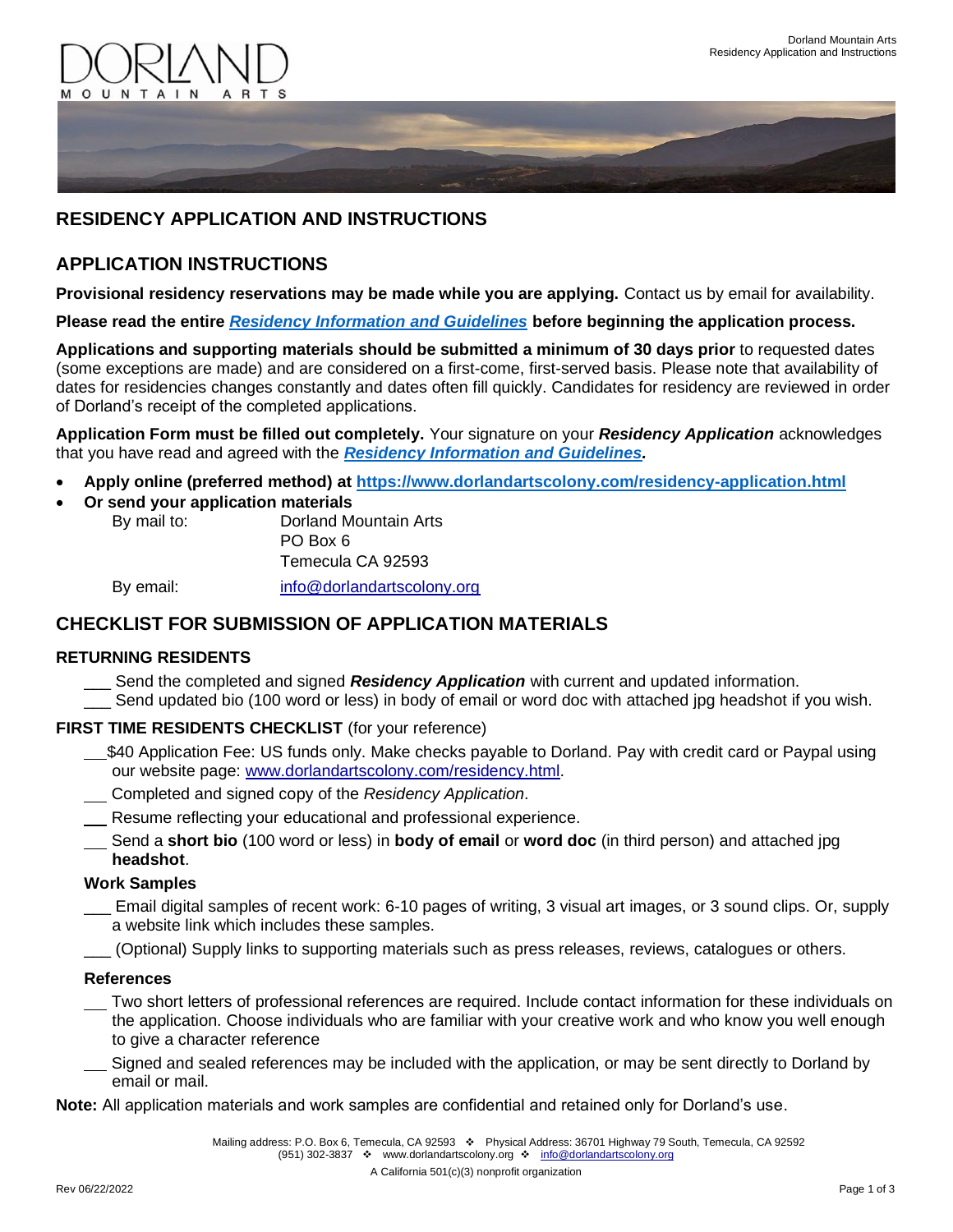# RESIDENCY APPLICATION AND INSTRUCTIONS

## APPLICATION INSTRUCTIONS

**Provisional residency reservations may be made while you are applying.** Contact us by email for availability.

**Please read the entire *Residency Information and Guidelines* before beginning the application process.**

**Applications and supporting materials should be submitted a minimum of 30 days prior** to requested dates (some exceptions are made) and are considered on a first-come, first-served basis. Please note that availability of dates for residencies changes constantly and dates often fill quickly. Candidates for residency are reviewed in order of Dorland's receipt of the completed applications.

**Application Form must be filled out completely.** Your signature on your ***Residency Application*** acknowledges that you have read and agreed with the ***Residency Information and Guidelines.***

- **Apply online (preferred method) at https://www.dorlandartscolony.com/residency-application.html**
- **Or send your application materials**

  By mail to: Dorland Mountain Arts
  PO Box 6
  Temecula CA 92593

  By email: info@dorlandartscolony.org

## CHECKLIST FOR SUBMISSION OF APPLICATION MATERIALS

### RETURNING RESIDENTS

- ___ Send the completed and signed ***Residency Application*** with current and updated information.
- ___ Send updated bio (100 word or less) in body of email or word doc with attached jpg headshot if you wish.

### FIRST TIME RESIDENTS CHECKLIST (for your reference)

- ___ $40 Application Fee: US funds only. Make checks payable to Dorland. Pay with credit card or Paypal using our website page: www.dorlandartscolony.com/residency.html.
- ___ Completed and signed copy of the *Residency Application*.
- ___ Resume reflecting your educational and professional experience.
- ___ Send a **short bio** (100 word or less) in **body of email** or **word doc** (in third person) and attached jpg **headshot**.

#### Work Samples

- ___ Email digital samples of recent work: 6-10 pages of writing, 3 visual art images, or 3 sound clips. Or, supply a website link which includes these samples.
- ___ (Optional) Supply links to supporting materials such as press releases, reviews, catalogues or others.

#### References

- ___ Two short letters of professional references are required. Include contact information for these individuals on the application. Choose individuals who are familiar with your creative work and who know you well enough to give a character reference
- ___ Signed and sealed references may be included with the application, or may be sent directly to Dorland by email or mail.

**Note:** All application materials and work samples are confidential and retained only for Dorland's use.

Mailing address: P.O. Box 6, Temecula, CA 92593 ❖ Physical Address: 36701 Highway 79 South, Temecula, CA 92592
(951) 302-3837 ❖ www.dorlandartscolony.org ❖ info@dorlandartscolony.org

A California 501(c)(3) nonprofit organization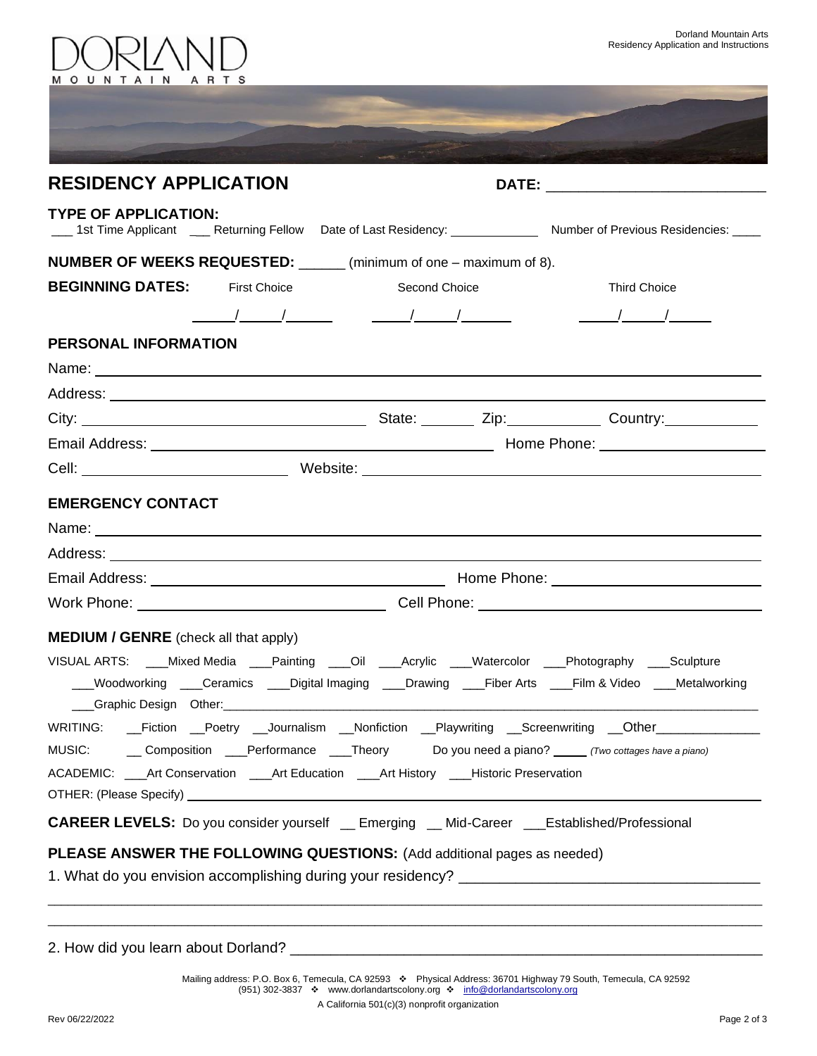DORLAND

MOUNTAIN ARTS

## RESIDENCY APPLICATION

**DATE:** ___________________________

**TYPE OF APPLICATION:**

___ 1st Time Applicant ___ Returning Fellow Date of Last Residency: _____________ Number of Previous Residencies: ____

**NUMBER OF WEEKS REQUESTED:** ______ (minimum of one – maximum of 8).

**BEGINNING DATES:** First Choice _____/_____/______ Second Choice _____/_____/______ Third Choice _____/_____/_____

### PERSONAL INFORMATION

Name: ___________________________________________________________________________

Address: _________________________________________________________________________

City: ______________________________ State: _______ Zip: ____________ Country: ____________

Email Address: ______________________________________ Home Phone: ____________________

Cell: __________________________ Website: ____________________________________________

### EMERGENCY CONTACT

Name: ___________________________________________________________________________

Address: _________________________________________________________________________

Email Address: ___________________________________ Home Phone: ________________________

Work Phone: ______________________________ Cell Phone: _________________________________

**MEDIUM / GENRE** (check all that apply)

VISUAL ARTS: ___Mixed Media ___Painting ___Oil ___Acrylic ___Watercolor ___Photography ___Sculpture ___Woodworking ___Ceramics ___Digital Imaging ___Drawing ___Fiber Arts ___Film & Video ___Metalworking ___Graphic Design Other:_______________________________________________________________

WRITING: __Fiction __Poetry __Journalism __Nonfiction __Playwriting __Screenwriting __Other______________

MUSIC: __ Composition ___Performance ___Theory Do you need a piano? _____ *(Two cottages have a piano)*

ACADEMIC: ___Art Conservation ___Art Education ___Art History ___Historic Preservation

OTHER: (Please Specify) __________________________________________________________________

**CAREER LEVELS:** Do you consider yourself __ Emerging __ Mid-Career ___Established/Professional

**PLEASE ANSWER THE FOLLOWING QUESTIONS:** (Add additional pages as needed)

1. What do you envision accomplishing during your residency? ____________________________________

_____________________________________________________________________________________

_____________________________________________________________________________________

2. How did you learn about Dorland? _______________________________________________________

Mailing address: P.O. Box 6, Temecula, CA 92593 ❖ Physical Address: 36701 Highway 79 South, Temecula, CA 92592
(951) 302-3837 ❖ www.dorlandartscolony.org ❖ info@dorlandartscolony.org

A California 501(c)(3) nonprofit organization

Rev 06/22/2022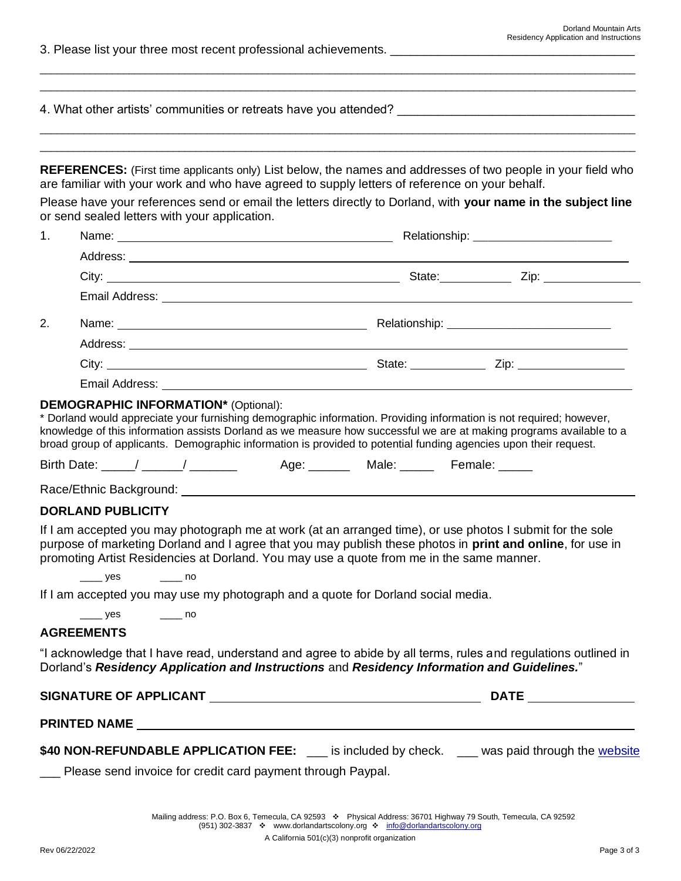3. Please list your three most recent professional achievements. ___________________________________

_______________________________________________________________________________________

_______________________________________________________________________________________

4. What other artists' communities or retreats have you attended? ___________________________________

_______________________________________________________________________________________

_______________________________________________________________________________________

**REFERENCES:** (First time applicants only) List below, the names and addresses of two people in your field who are familiar with your work and who have agreed to supply letters of reference on your behalf.

Please have your references send or email the letters directly to Dorland, with **your name in the subject line** or send sealed letters with your application.

1. Name: ________________________________ Relationship: ____________________

   Address: ______________________________________________________________

   City: ________________________________ State: __________ Zip: ______________

   Email Address: _________________________________________________________

2. Name: ________________________________ Relationship: ____________________

   Address: ______________________________________________________________

   City: ________________________________ State: __________ Zip: ______________

   Email Address: _________________________________________________________

**DEMOGRAPHIC INFORMATION*** (Optional):

* Dorland would appreciate your furnishing demographic information. Providing information is not required; however, knowledge of this information assists Dorland as we measure how successful we are at making programs available to a broad group of applicants. Demographic information is provided to potential funding agencies upon their request.

Birth Date: _____/ ______/ _______ Age: ______ Male: _____ Female: _____

Race/Ethnic Background: ________________________________________________

**DORLAND PUBLICITY**

If I am accepted you may photograph me at work (at an arranged time), or use photos I submit for the sole purpose of marketing Dorland and I agree that you may publish these photos in **print and online**, for use in promoting Artist Residencies at Dorland. You may use a quote from me in the same manner.

____ yes ____ no

If I am accepted you may use my photograph and a quote for Dorland social media.

____ yes ____ no

**AGREEMENTS**

"I acknowledge that I have read, understand and agree to abide by all terms, rules and regulations outlined in Dorland's ***Residency Application and Instructions*** and ***Residency Information and Guidelines.***"

**SIGNATURE OF APPLICANT** ________________________________ **DATE** ______________

**PRINTED NAME** ______________________________________________________________

**$40 NON-REFUNDABLE APPLICATION FEE:** ___ is included by check. ___ was paid through the website

___ Please send invoice for credit card payment through Paypal.

Mailing address: P.O. Box 6, Temecula, CA 92593 ❖ Physical Address: 36701 Highway 79 South, Temecula, CA 92592
(951) 302-3837 ❖ www.dorlandartscolony.org ❖ info@dorlandartscolony.org

A California 501(c)(3) nonprofit organization